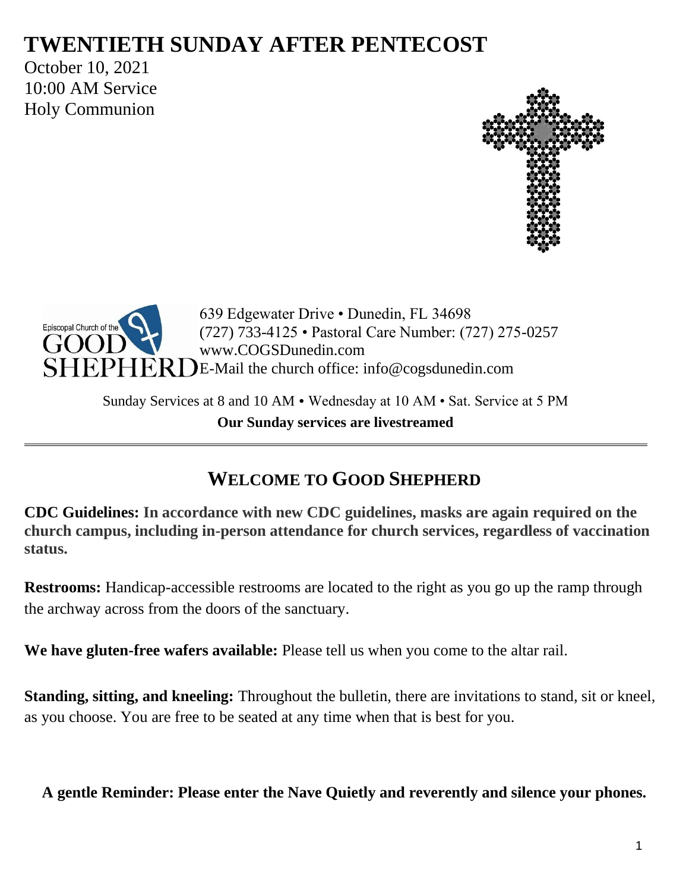# TWENTIETH SUNDAY AFTER PENTECOST

October 10, 2021
10:00 AM Service
Holy Communion

Episcopal Church of the GOOD SHEPHERD

639 Edgewater Drive • Dunedin, FL 34698
(727) 733-4125 • Pastoral Care Number: (727) 275-0257
www.COGSDunedin.com
E-Mail the church office: info@cogsdunedin.com

Sunday Services at 8 and 10 AM • Wednesday at 10 AM • Sat. Service at 5 PM

**Our Sunday services are livestreamed**

---

## WELCOME TO GOOD SHEPHERD

**CDC Guidelines: In accordance with new CDC guidelines, masks are again required on the church campus, including in-person attendance for church services, regardless of vaccination status.**

**Restrooms:** Handicap-accessible restrooms are located to the right as you go up the ramp through the archway across from the doors of the sanctuary.

**We have gluten-free wafers available:** Please tell us when you come to the altar rail.

**Standing, sitting, and kneeling:** Throughout the bulletin, there are invitations to stand, sit or kneel, as you choose. You are free to be seated at any time when that is best for you.

**A gentle Reminder: Please enter the Nave Quietly and reverently and silence your phones.**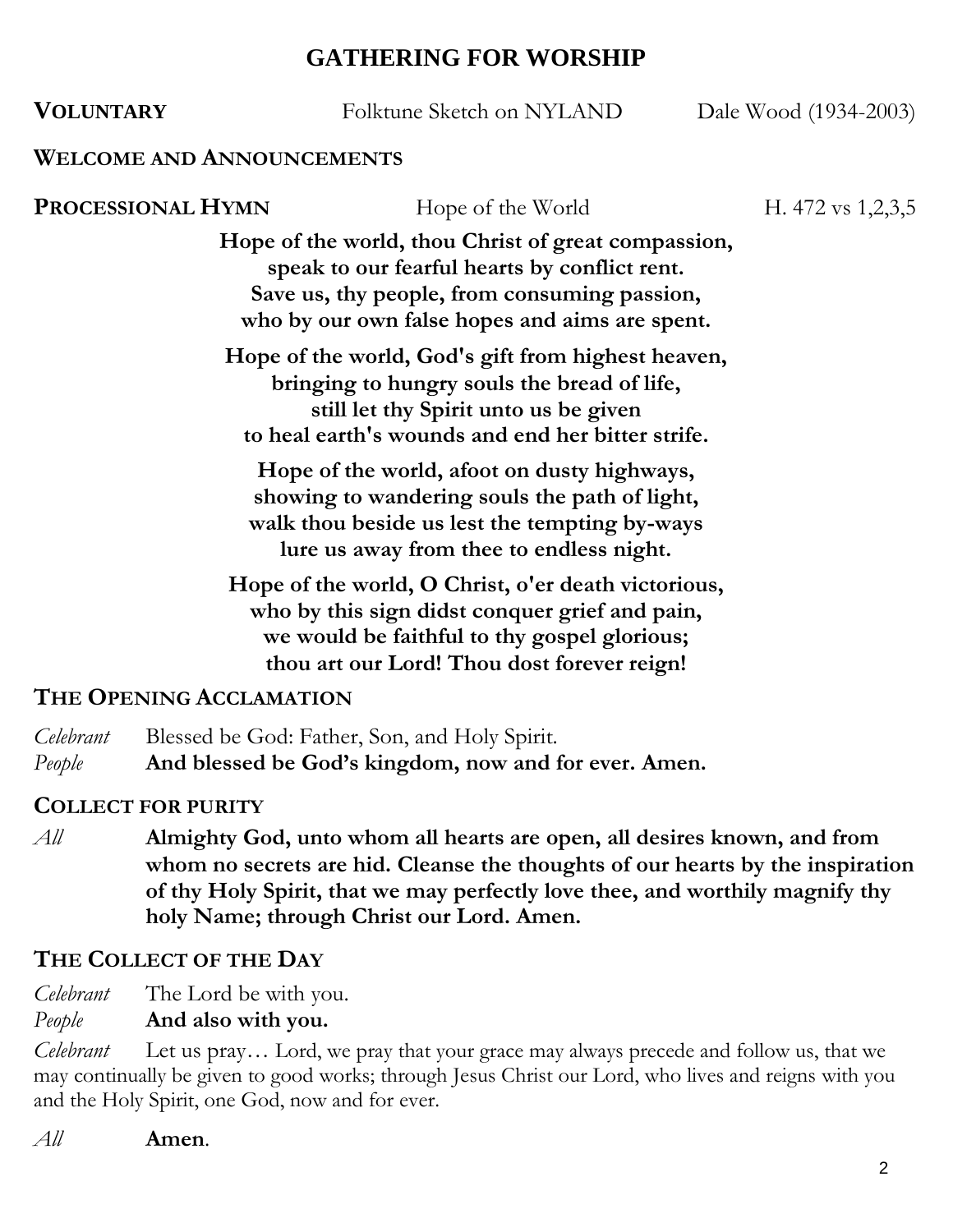# GATHERING FOR WORSHIP

**VOLUNTARY** Folktune Sketch on NYLAND Dale Wood (1934-2003)

**WELCOME AND ANNOUNCEMENTS**

**PROCESSIONAL HYMN** Hope of the World H. 472 vs 1,2,3,5

**Hope of the world, thou Christ of great compassion,**
**speak to our fearful hearts by conflict rent.**
**Save us, thy people, from consuming passion,**
**who by our own false hopes and aims are spent.**

**Hope of the world, God's gift from highest heaven,**
**bringing to hungry souls the bread of life,**
**still let thy Spirit unto us be given**
**to heal earth's wounds and end her bitter strife.**

**Hope of the world, afoot on dusty highways,**
**showing to wandering souls the path of light,**
**walk thou beside us lest the tempting by-ways**
**lure us away from thee to endless night.**

**Hope of the world, O Christ, o'er death victorious,**
**who by this sign didst conquer grief and pain,**
**we would be faithful to thy gospel glorious;**
**thou art our Lord! Thou dost forever reign!**

**THE OPENING ACCLAMATION**

*Celebrant* Blessed be God: Father, Son, and Holy Spirit.
*People* **And blessed be God's kingdom, now and for ever. Amen.**

**COLLECT FOR PURITY**

*All* **Almighty God, unto whom all hearts are open, all desires known, and from whom no secrets are hid. Cleanse the thoughts of our hearts by the inspiration of thy Holy Spirit, that we may perfectly love thee, and worthily magnify thy holy Name; through Christ our Lord. Amen.**

**THE COLLECT OF THE DAY**

*Celebrant* The Lord be with you.
*People* **And also with you.**

*Celebrant* Let us pray… Lord, we pray that your grace may always precede and follow us, that we may continually be given to good works; through Jesus Christ our Lord, who lives and reigns with you and the Holy Spirit, one God, now and for ever.

*All* **Amen**.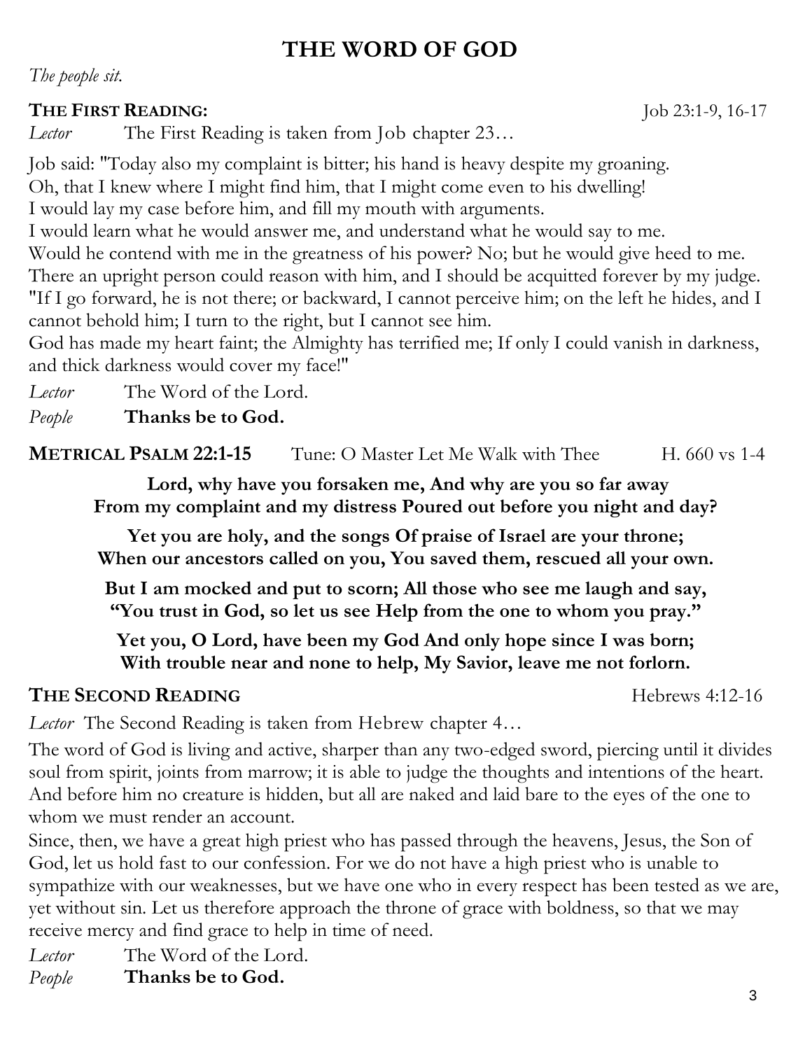# THE WORD OF GOD

*The people sit.*

**THE FIRST READING:** Job 23:1-9, 16-17

*Lector* The First Reading is taken from Job chapter 23…

Job said: "Today also my complaint is bitter; his hand is heavy despite my groaning.
Oh, that I knew where I might find him, that I might come even to his dwelling!
I would lay my case before him, and fill my mouth with arguments.
I would learn what he would answer me, and understand what he would say to me.
Would he contend with me in the greatness of his power? No; but he would give heed to me.
There an upright person could reason with him, and I should be acquitted forever by my judge.
"If I go forward, he is not there; or backward, I cannot perceive him; on the left he hides, and I cannot behold him; I turn to the right, but I cannot see him.
God has made my heart faint; the Almighty has terrified me; If only I could vanish in darkness, and thick darkness would cover my face!"

*Lector* The Word of the Lord.
*People* **Thanks be to God.**

**METRICAL PSALM 22:1-15** Tune: O Master Let Me Walk with Thee H. 660 vs 1-4

**Lord, why have you forsaken me, And why are you so far away
From my complaint and my distress Poured out before you night and day?**

**Yet you are holy, and the songs Of praise of Israel are your throne;
When our ancestors called on you, You saved them, rescued all your own.**

**But I am mocked and put to scorn; All those who see me laugh and say,
"You trust in God, so let us see Help from the one to whom you pray."**

**Yet you, O Lord, have been my God And only hope since I was born;
With trouble near and none to help, My Savior, leave me not forlorn.**

**THE SECOND READING** Hebrews 4:12-16

*Lector* The Second Reading is taken from Hebrew chapter 4…

The word of God is living and active, sharper than any two-edged sword, piercing until it divides soul from spirit, joints from marrow; it is able to judge the thoughts and intentions of the heart. And before him no creature is hidden, but all are naked and laid bare to the eyes of the one to whom we must render an account.
Since, then, we have a great high priest who has passed through the heavens, Jesus, the Son of God, let us hold fast to our confession. For we do not have a high priest who is unable to sympathize with our weaknesses, but we have one who in every respect has been tested as we are, yet without sin. Let us therefore approach the throne of grace with boldness, so that we may receive mercy and find grace to help in time of need.

*Lector* The Word of the Lord.
*People* **Thanks be to God.**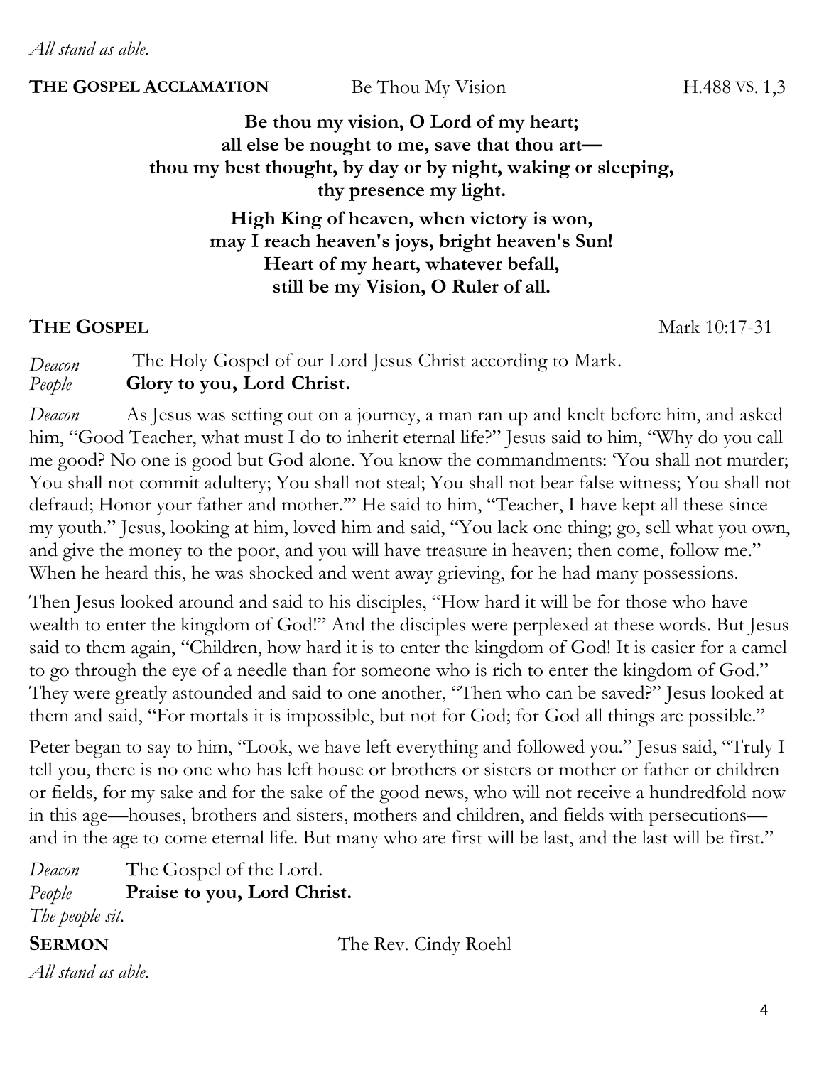*All stand as able.*

**THE GOSPEL ACCLAMATION** Be Thou My Vision H.488 VS. 1,3

**Be thou my vision, O Lord of my heart;**
**all else be nought to me, save that thou art—**
**thou my best thought, by day or by night, waking or sleeping,**
**thy presence my light.**

**High King of heaven, when victory is won,**
**may I reach heaven's joys, bright heaven's Sun!**
**Heart of my heart, whatever befall,**
**still be my Vision, O Ruler of all.**

**THE GOSPEL** Mark 10:17-31

*Deacon* The Holy Gospel of our Lord Jesus Christ according to Mark.
*People* **Glory to you, Lord Christ.**

*Deacon* As Jesus was setting out on a journey, a man ran up and knelt before him, and asked him, "Good Teacher, what must I do to inherit eternal life?" Jesus said to him, "Why do you call me good? No one is good but God alone. You know the commandments: 'You shall not murder; You shall not commit adultery; You shall not steal; You shall not bear false witness; You shall not defraud; Honor your father and mother.'" He said to him, "Teacher, I have kept all these since my youth." Jesus, looking at him, loved him and said, "You lack one thing; go, sell what you own, and give the money to the poor, and you will have treasure in heaven; then come, follow me." When he heard this, he was shocked and went away grieving, for he had many possessions.

Then Jesus looked around and said to his disciples, "How hard it will be for those who have wealth to enter the kingdom of God!" And the disciples were perplexed at these words. But Jesus said to them again, "Children, how hard it is to enter the kingdom of God! It is easier for a camel to go through the eye of a needle than for someone who is rich to enter the kingdom of God." They were greatly astounded and said to one another, "Then who can be saved?" Jesus looked at them and said, "For mortals it is impossible, but not for God; for God all things are possible."

Peter began to say to him, "Look, we have left everything and followed you." Jesus said, "Truly I tell you, there is no one who has left house or brothers or sisters or mother or father or children or fields, for my sake and for the sake of the good news, who will not receive a hundredfold now in this age—houses, brothers and sisters, mothers and children, and fields with persecutions—and in the age to come eternal life. But many who are first will be last, and the last will be first."

*Deacon* The Gospel of the Lord.
*People* **Praise to you, Lord Christ.**
*The people sit.*

**SERMON** The Rev. Cindy Roehl

*All stand as able.*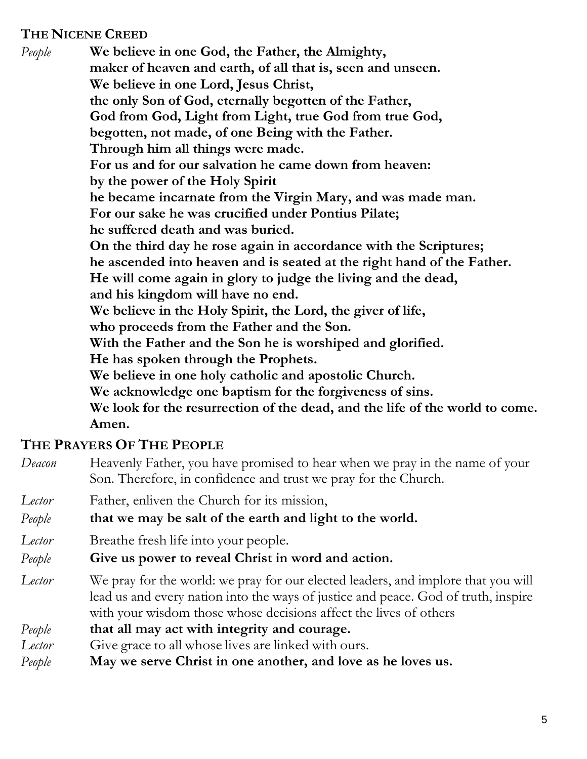### THE NICENE CREED

*People* **We believe in one God, the Father, the Almighty,**
**maker of heaven and earth, of all that is, seen and unseen.**
**We believe in one Lord, Jesus Christ,**
**the only Son of God, eternally begotten of the Father,**
**God from God, Light from Light, true God from true God,**
**begotten, not made, of one Being with the Father.**
**Through him all things were made.**
**For us and for our salvation he came down from heaven:**
**by the power of the Holy Spirit**
**he became incarnate from the Virgin Mary, and was made man.**
**For our sake he was crucified under Pontius Pilate;**
**he suffered death and was buried.**
**On the third day he rose again in accordance with the Scriptures;**
**he ascended into heaven and is seated at the right hand of the Father.**
**He will come again in glory to judge the living and the dead,**
**and his kingdom will have no end.**
**We believe in the Holy Spirit, the Lord, the giver of life,**
**who proceeds from the Father and the Son.**
**With the Father and the Son he is worshiped and glorified.**
**He has spoken through the Prophets.**
**We believe in one holy catholic and apostolic Church.**
**We acknowledge one baptism for the forgiveness of sins.**
**We look for the resurrection of the dead, and the life of the world to come.**
**Amen.**

### THE PRAYERS OF THE PEOPLE

*Deacon* Heavenly Father, you have promised to hear when we pray in the name of your Son. Therefore, in confidence and trust we pray for the Church.

*Lector* Father, enliven the Church for its mission,

*People* **that we may be salt of the earth and light to the world.**

*Lector* Breathe fresh life into your people.

*People* **Give us power to reveal Christ in word and action.**

*Lector* We pray for the world: we pray for our elected leaders, and implore that you will lead us and every nation into the ways of justice and peace. God of truth, inspire with your wisdom those whose decisions affect the lives of others

*People* **that all may act with integrity and courage.**

*Lector* Give grace to all whose lives are linked with ours.

*People* **May we serve Christ in one another, and love as he loves us.**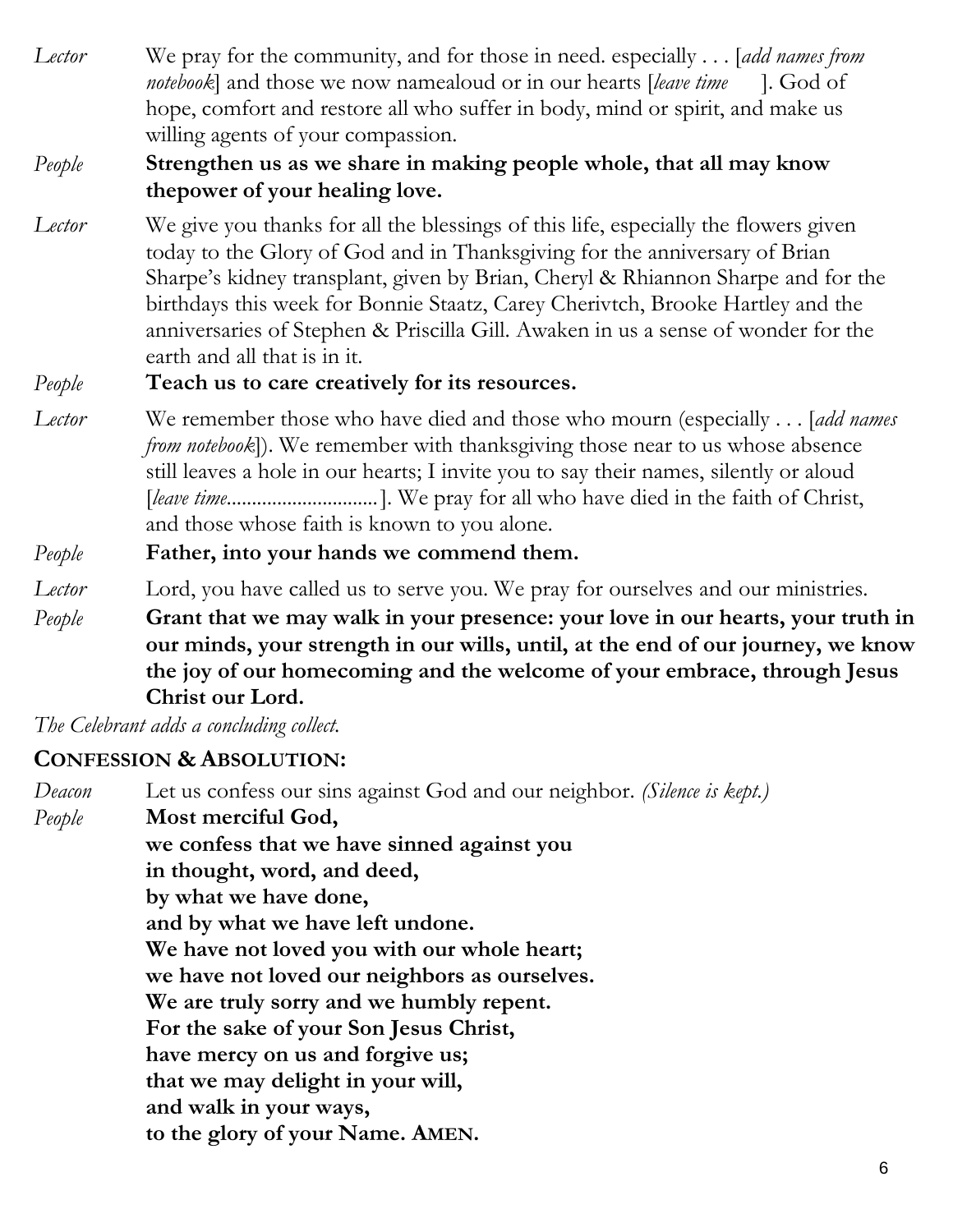*Lector* We pray for the community, and for those in need. especially . . . [*add names from notebook*] and those we now namealoud or in our hearts [*leave time* ]. God of hope, comfort and restore all who suffer in body, mind or spirit, and make us willing agents of your compassion.

*People* **Strengthen us as we share in making people whole, that all may know thepower of your healing love.**

*Lector* We give you thanks for all the blessings of this life, especially the flowers given today to the Glory of God and in Thanksgiving for the anniversary of Brian Sharpe's kidney transplant, given by Brian, Cheryl & Rhiannon Sharpe and for the birthdays this week for Bonnie Staatz, Carey Cherivtch, Brooke Hartley and the anniversaries of Stephen & Priscilla Gill. Awaken in us a sense of wonder for the earth and all that is in it.

*People* **Teach us to care creatively for its resources.**

*Lector* We remember those who have died and those who mourn (especially . . . [*add names from notebook*]). We remember with thanksgiving those near to us whose absence still leaves a hole in our hearts; I invite you to say their names, silently or aloud [*leave time*..............................]. We pray for all who have died in the faith of Christ, and those whose faith is known to you alone.

*People* **Father, into your hands we commend them.**

*Lector* Lord, you have called us to serve you. We pray for ourselves and our ministries.

*People* **Grant that we may walk in your presence: your love in our hearts, your truth in our minds, your strength in our wills, until, at the end of our journey, we know the joy of our homecoming and the welcome of your embrace, through Jesus Christ our Lord.**

*The Celebrant adds a concluding collect.*

## CONFESSION & ABSOLUTION:

*Deacon* Let us confess our sins against God and our neighbor. *(Silence is kept.)*

*People* **Most merciful God,**
**we confess that we have sinned against you**
**in thought, word, and deed,**
**by what we have done,**
**and by what we have left undone.**
**We have not loved you with our whole heart;**
**we have not loved our neighbors as ourselves.**
**We are truly sorry and we humbly repent.**
**For the sake of your Son Jesus Christ,**
**have mercy on us and forgive us;**
**that we may delight in your will,**
**and walk in your ways,**
**to the glory of your Name. AMEN.**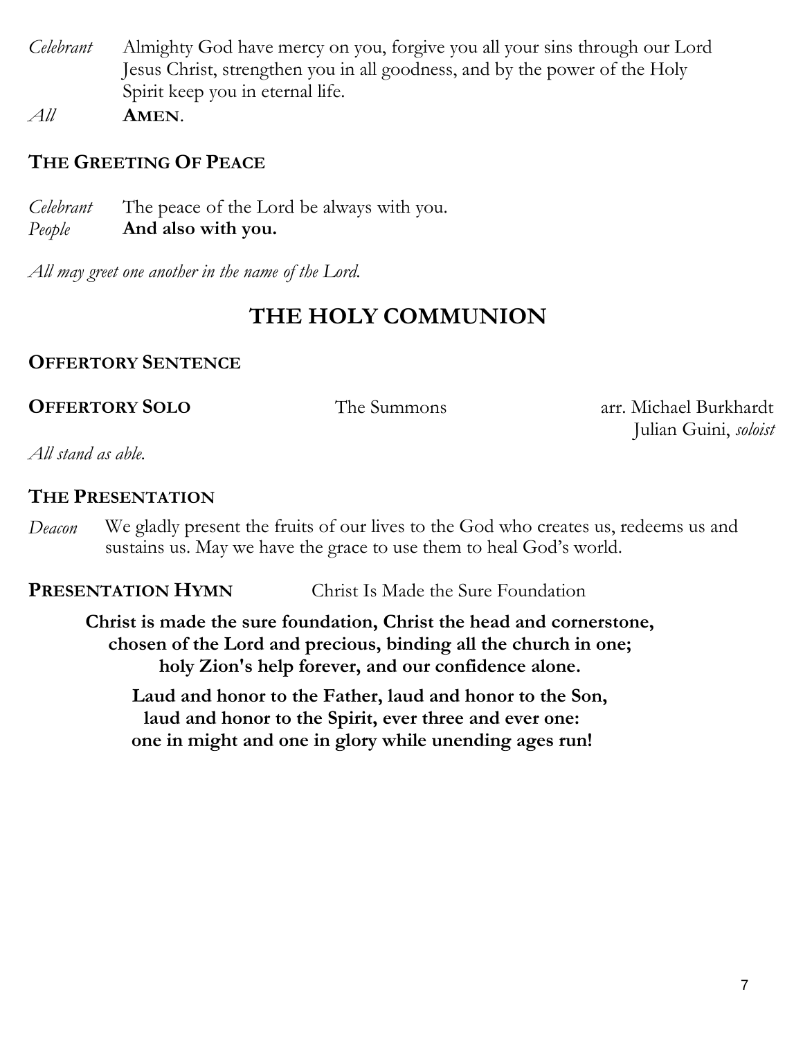*Celebrant* Almighty God have mercy on you, forgive you all your sins through our Lord Jesus Christ, strengthen you in all goodness, and by the power of the Holy Spirit keep you in eternal life.

*All* **AMEN**.

### THE GREETING OF PEACE

*Celebrant* The peace of the Lord be always with you.
*People* **And also with you.**

*All may greet one another in the name of the Lord.*

## THE HOLY COMMUNION

### OFFERTORY SENTENCE

**OFFERTORY SOLO** The Summons arr. Michael Burkhardt
Julian Guini, *soloist*

*All stand as able.*

### THE PRESENTATION

*Deacon* We gladly present the fruits of our lives to the God who creates us, redeems us and sustains us. May we have the grace to use them to heal God's world.

**PRESENTATION HYMN** Christ Is Made the Sure Foundation

**Christ is made the sure foundation, Christ the head and cornerstone,
chosen of the Lord and precious, binding all the church in one;
holy Zion's help forever, and our confidence alone.**

**Laud and honor to the Father, laud and honor to the Son,
laud and honor to the Spirit, ever three and ever one:
one in might and one in glory while unending ages run!**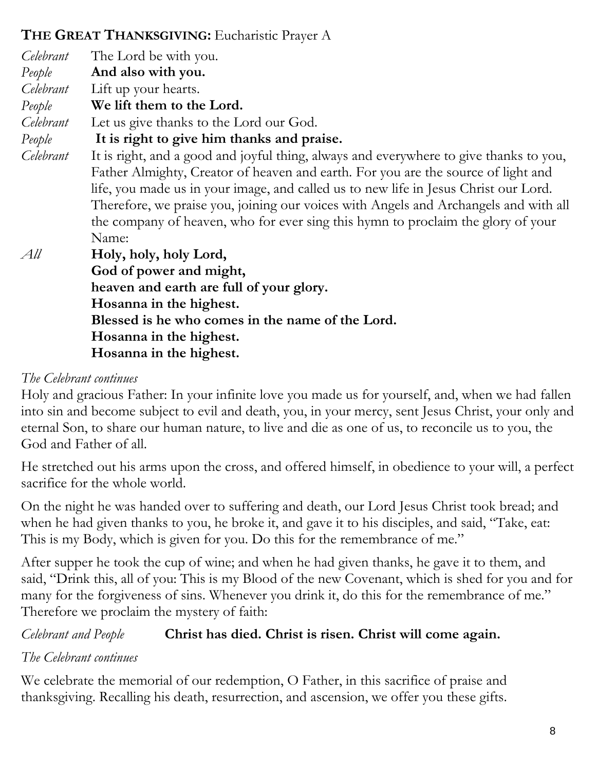**THE GREAT THANKSGIVING:** Eucharistic Prayer A

*Celebrant* The Lord be with you.
*People* **And also with you.**
*Celebrant* Lift up your hearts.
*People* **We lift them to the Lord.**
*Celebrant* Let us give thanks to the Lord our God.
*People* **It is right to give him thanks and praise.**
*Celebrant* It is right, and a good and joyful thing, always and everywhere to give thanks to you, Father Almighty, Creator of heaven and earth. For you are the source of light and life, you made us in your image, and called us to new life in Jesus Christ our Lord. Therefore, we praise you, joining our voices with Angels and Archangels and with all the company of heaven, who for ever sing this hymn to proclaim the glory of your Name:
*All* **Holy, holy, holy Lord,**
**God of power and might,**
**heaven and earth are full of your glory.**
**Hosanna in the highest.**
**Blessed is he who comes in the name of the Lord.**
**Hosanna in the highest.**
**Hosanna in the highest.**

*The Celebrant continues*

Holy and gracious Father: In your infinite love you made us for yourself, and, when we had fallen into sin and become subject to evil and death, you, in your mercy, sent Jesus Christ, your only and eternal Son, to share our human nature, to live and die as one of us, to reconcile us to you, the God and Father of all.

He stretched out his arms upon the cross, and offered himself, in obedience to your will, a perfect sacrifice for the whole world.

On the night he was handed over to suffering and death, our Lord Jesus Christ took bread; and when he had given thanks to you, he broke it, and gave it to his disciples, and said, "Take, eat: This is my Body, which is given for you. Do this for the remembrance of me."

After supper he took the cup of wine; and when he had given thanks, he gave it to them, and said, "Drink this, all of you: This is my Blood of the new Covenant, which is shed for you and for many for the forgiveness of sins. Whenever you drink it, do this for the remembrance of me." Therefore we proclaim the mystery of faith:

*Celebrant and People* **Christ has died. Christ is risen. Christ will come again.**

*The Celebrant continues*

We celebrate the memorial of our redemption, O Father, in this sacrifice of praise and thanksgiving. Recalling his death, resurrection, and ascension, we offer you these gifts.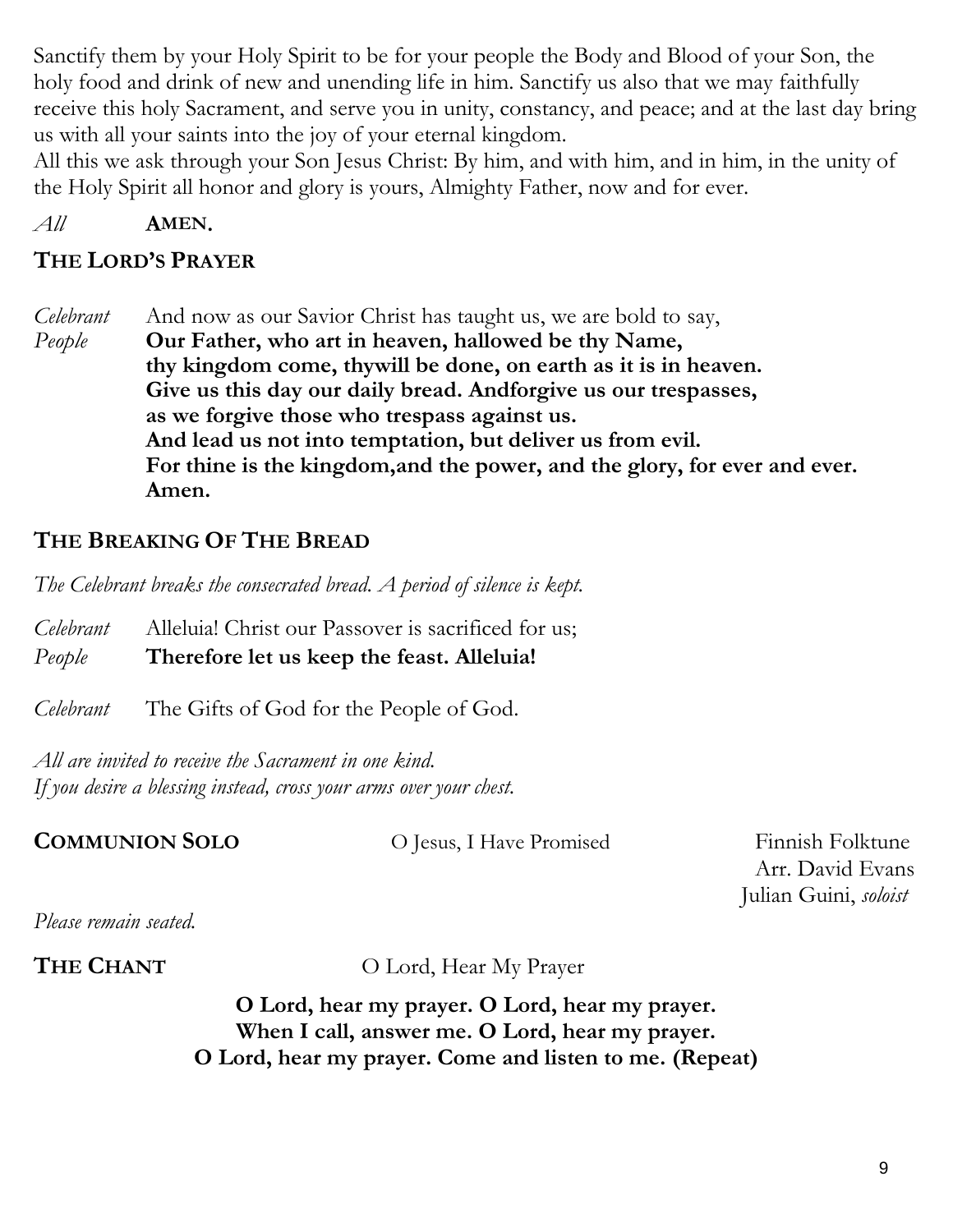Sanctify them by your Holy Spirit to be for your people the Body and Blood of your Son, the holy food and drink of new and unending life in him. Sanctify us also that we may faithfully receive this holy Sacrament, and serve you in unity, constancy, and peace; and at the last day bring us with all your saints into the joy of your eternal kingdom.
All this we ask through your Son Jesus Christ: By him, and with him, and in him, in the unity of the Holy Spirit all honor and glory is yours, Almighty Father, now and for ever.

*All* **AMEN.**

## THE LORD'S PRAYER

*Celebrant* And now as our Savior Christ has taught us, we are bold to say,
*People* **Our Father, who art in heaven, hallowed be thy Name,**
**thy kingdom come, thywill be done, on earth as it is in heaven.**
**Give us this day our daily bread. Andforgive us our trespasses,**
**as we forgive those who trespass against us.**
**And lead us not into temptation, but deliver us from evil.**
**For thine is the kingdom,and the power, and the glory, for ever and ever.**
**Amen.**

## THE BREAKING OF THE BREAD

*The Celebrant breaks the consecrated bread. A period of silence is kept.*

*Celebrant* Alleluia! Christ our Passover is sacrificed for us;
*People* **Therefore let us keep the feast. Alleluia!**

*Celebrant* The Gifts of God for the People of God.

*All are invited to receive the Sacrament in one kind.*
*If you desire a blessing instead, cross your arms over your chest.*

**COMMUNION SOLO** O Jesus, I Have Promised Finnish Folktune
Arr. David Evans
Julian Guini, *soloist*

*Please remain seated.*

**THE CHANT** O Lord, Hear My Prayer

**O Lord, hear my prayer. O Lord, hear my prayer.**
**When I call, answer me. O Lord, hear my prayer.**
**O Lord, hear my prayer. Come and listen to me. (Repeat)**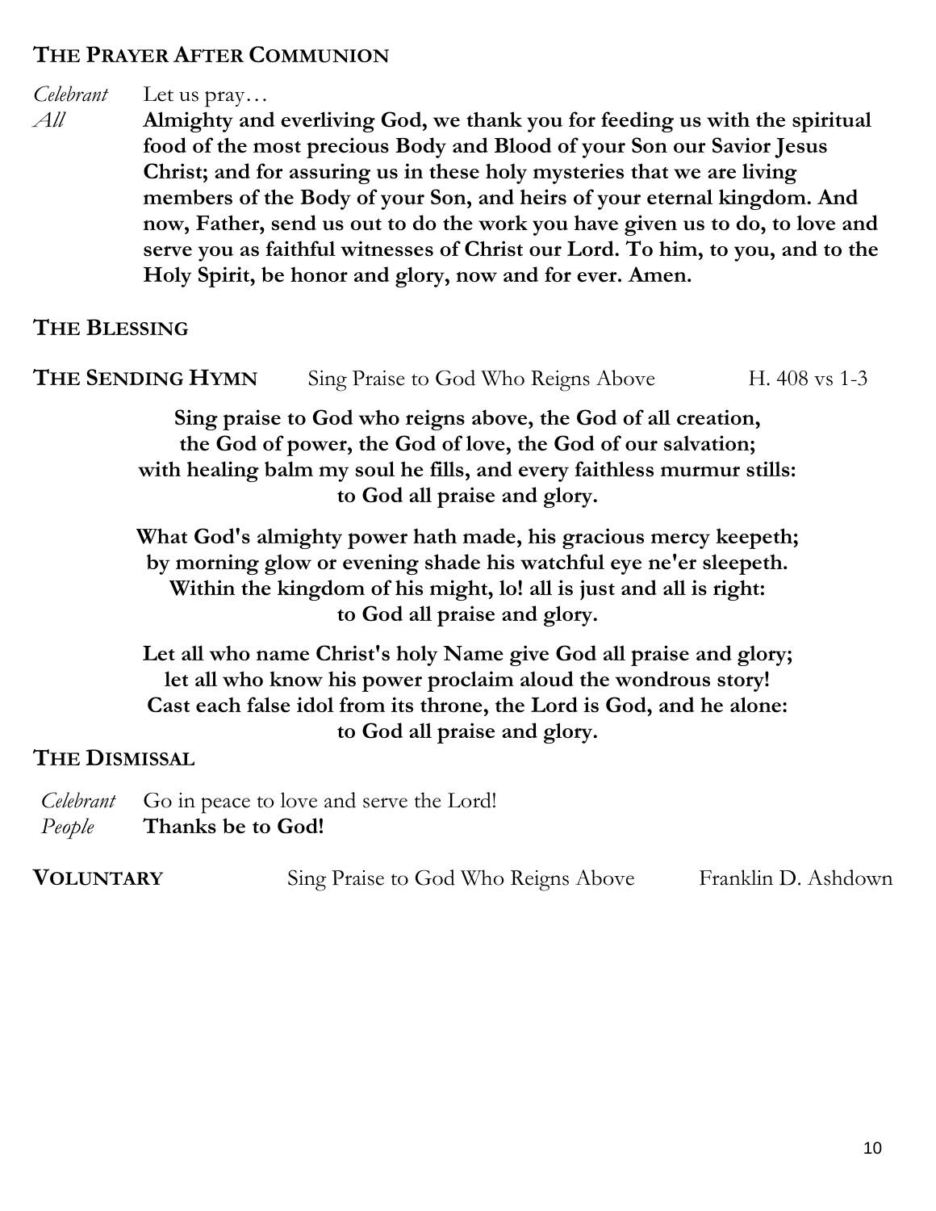## THE PRAYER AFTER COMMUNION

*Celebrant* Let us pray…

*All* **Almighty and everliving God, we thank you for feeding us with the spiritual food of the most precious Body and Blood of your Son our Savior Jesus Christ; and for assuring us in these holy mysteries that we are living members of the Body of your Son, and heirs of your eternal kingdom. And now, Father, send us out to do the work you have given us to do, to love and serve you as faithful witnesses of Christ our Lord. To him, to you, and to the Holy Spirit, be honor and glory, now and for ever. Amen.**

## THE BLESSING

## THE SENDING HYMN    Sing Praise to God Who Reigns Above    H. 408 vs 1-3

**Sing praise to God who reigns above, the God of all creation,
the God of power, the God of love, the God of our salvation;
with healing balm my soul he fills, and every faithless murmur stills:
to God all praise and glory.**

**What God's almighty power hath made, his gracious mercy keepeth;
by morning glow or evening shade his watchful eye ne'er sleepeth.
Within the kingdom of his might, lo! all is just and all is right:
to God all praise and glory.**

**Let all who name Christ's holy Name give God all praise and glory;
let all who know his power proclaim aloud the wondrous story!
Cast each false idol from its throne, the Lord is God, and he alone:
to God all praise and glory.**

## THE DISMISSAL

*Celebrant* Go in peace to love and serve the Lord!

*People* **Thanks be to God!**

**VOLUNTARY**    Sing Praise to God Who Reigns Above    Franklin D. Ashdown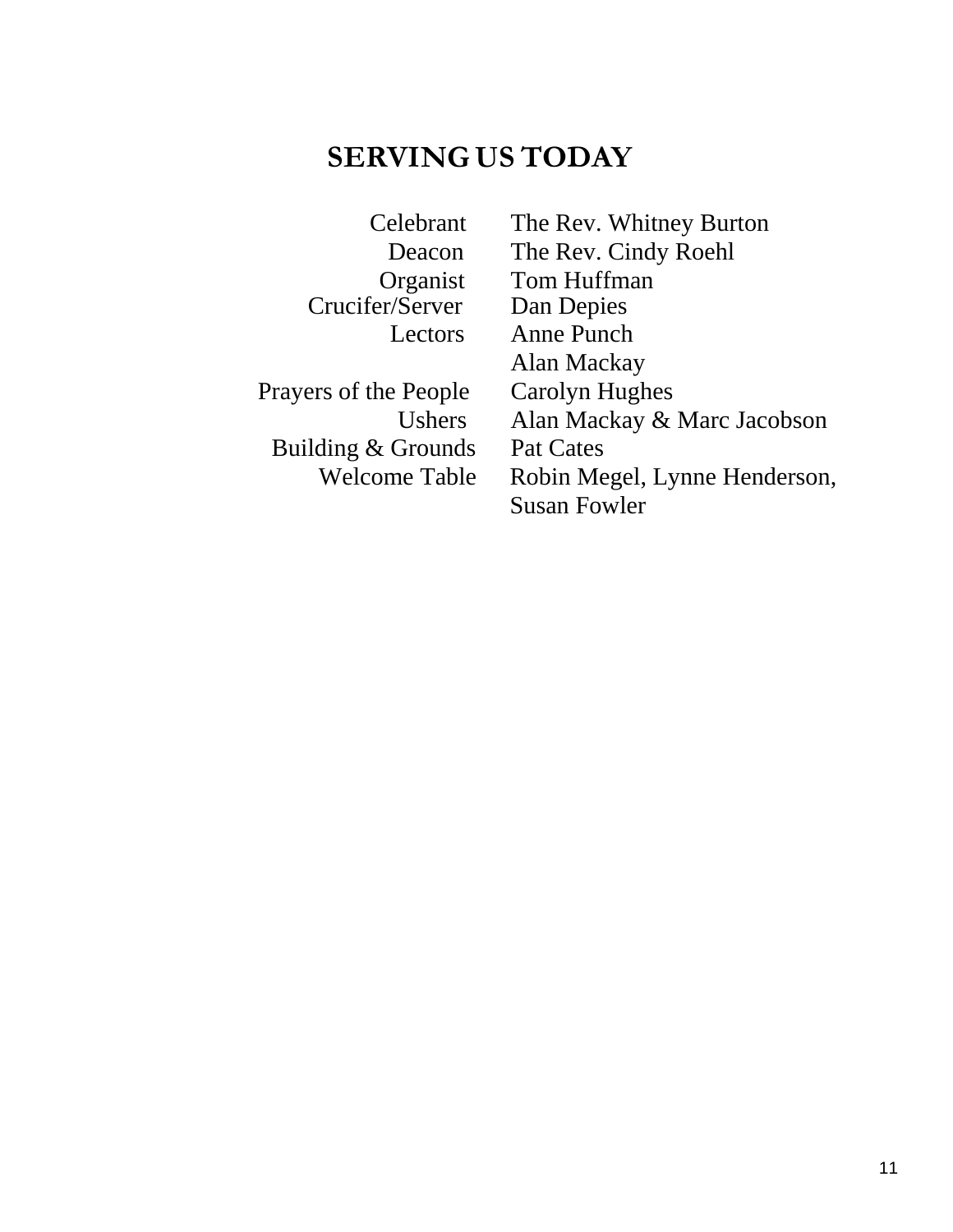## SERVING US TODAY

| | |
|---|---|
| Celebrant | The Rev. Whitney Burton |
| Deacon | The Rev. Cindy Roehl |
| Organist | Tom Huffman |
| Crucifer/Server | Dan Depies |
| Lectors | Anne Punch |
| | Alan Mackay |
| Prayers of the People | Carolyn Hughes |
| Ushers | Alan Mackay & Marc Jacobson |
| Building & Grounds | Pat Cates |
| Welcome Table | Robin Megel, Lynne Henderson, Susan Fowler |